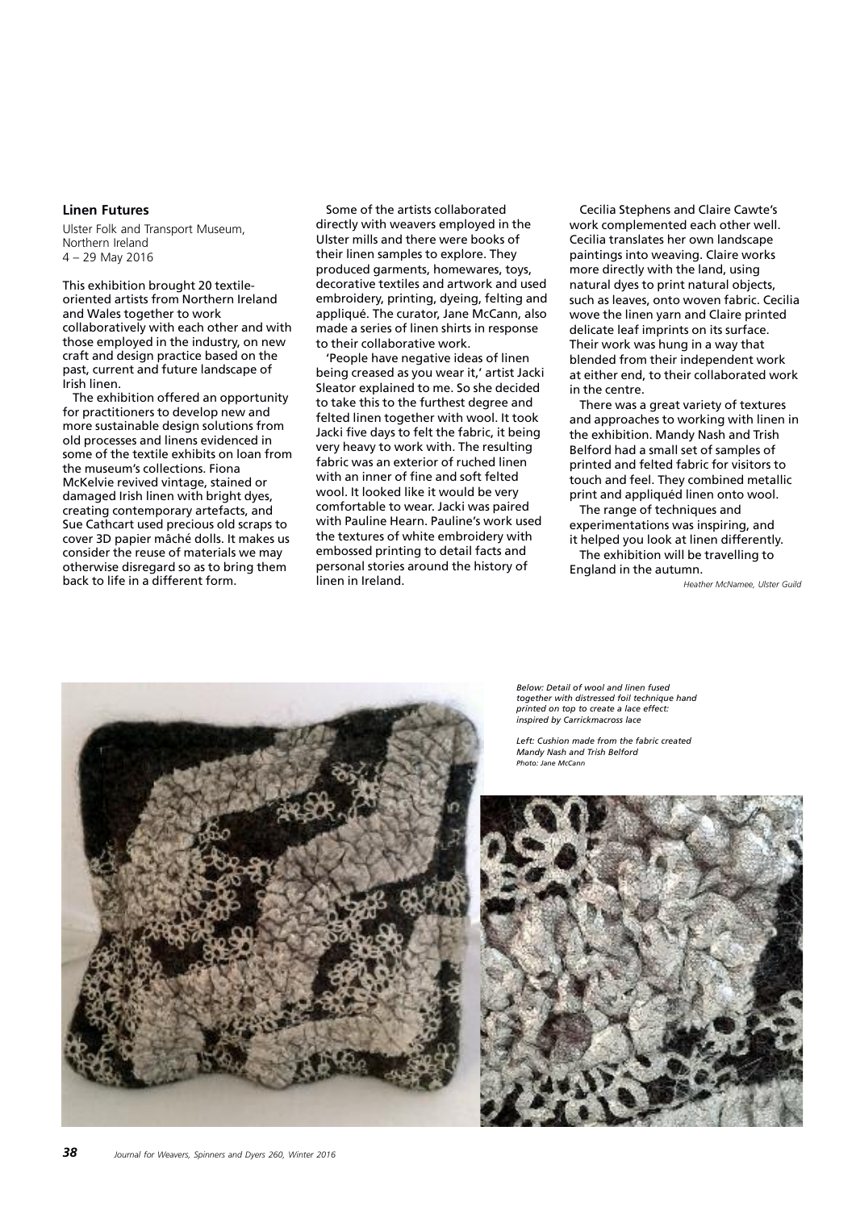### Linen Futures

Ulster Folk and Transport Museum, Northern Ireland
4 – 29 May 2016

This exhibition brought 20 textile-oriented artists from Northern Ireland and Wales together to work collaboratively with each other and with those employed in the industry, on new craft and design practice based on the past, current and future landscape of Irish linen.

The exhibition offered an opportunity for practitioners to develop new and more sustainable design solutions from old processes and linens evidenced in some of the textile exhibits on loan from the museum's collections. Fiona McKelvie revived vintage, stained or damaged Irish linen with bright dyes, creating contemporary artefacts, and Sue Cathcart used precious old scraps to cover 3D papier mâché dolls. It makes us consider the reuse of materials we may otherwise disregard so as to bring them back to life in a different form.

Some of the artists collaborated directly with weavers employed in the Ulster mills and there were books of their linen samples to explore. They produced garments, homewares, toys, decorative textiles and artwork and used embroidery, printing, dyeing, felting and appliqué. The curator, Jane McCann, also made a series of linen shirts in response to their collaborative work.

'People have negative ideas of linen being creased as you wear it,' artist Jacki Sleator explained to me. So she decided to take this to the furthest degree and felted linen together with wool. It took Jacki five days to felt the fabric, it being very heavy to work with. The resulting fabric was an exterior of ruched linen with an inner of fine and soft felted wool. It looked like it would be very comfortable to wear. Jacki was paired with Pauline Hearn. Pauline's work used the textures of white embroidery with embossed printing to detail facts and personal stories around the history of linen in Ireland.

Cecilia Stephens and Claire Cawte's work complemented each other well. Cecilia translates her own landscape paintings into weaving. Claire works more directly with the land, using natural dyes to print natural objects, such as leaves, onto woven fabric. Cecilia wove the linen yarn and Claire printed delicate leaf imprints on its surface. Their work was hung in a way that blended from their independent work at either end, to their collaborated work in the centre.

There was a great variety of textures and approaches to working with linen in the exhibition. Mandy Nash and Trish Belford had a small set of samples of printed and felted fabric for visitors to touch and feel. They combined metallic print and appliquéd linen onto wool.

The range of techniques and experimentations was inspiring, and it helped you look at linen differently.

The exhibition will be travelling to England in the autumn.

*Heather McNamee, Ulster Guild*

*Below: Detail of wool and linen fused together with distressed foil technique hand printed on top to create a lace effect: inspired by Carrickmacross lace*

*Left: Cushion made from the fabric created Mandy Nash and Trish Belford*
*Photo: Jane McCann*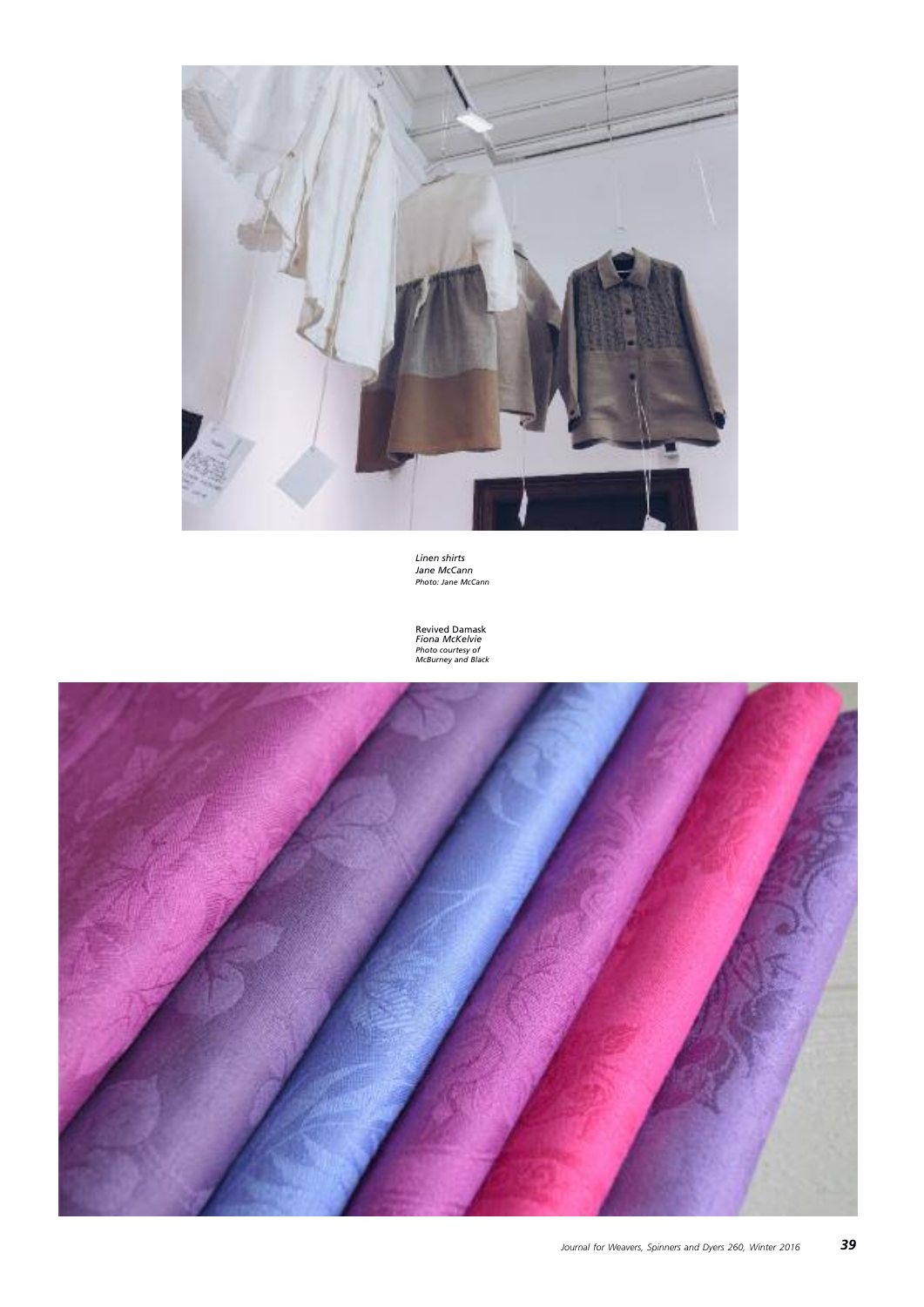*Linen shirts*
*Jane McCann*
*Photo: Jane McCann*

Revived Damask
*Fiona McKelvie*
*Photo courtesy of McBurney and Black*